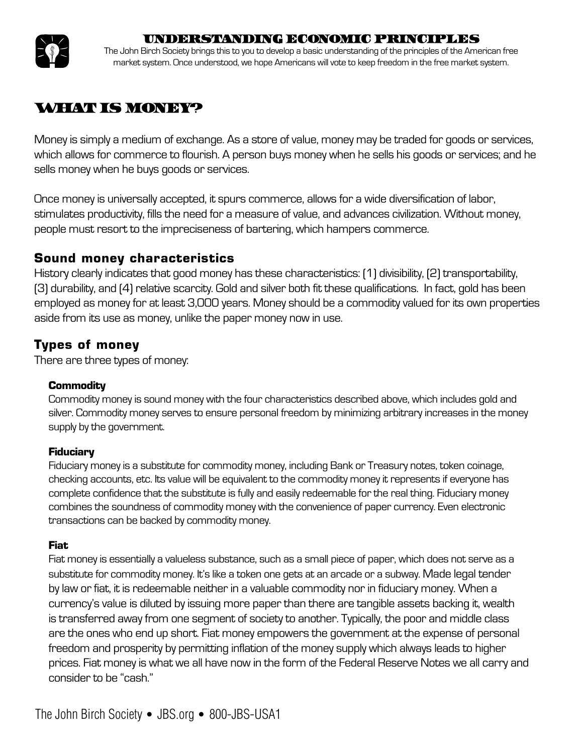# UNDERSTANDING ECONOMIC PRINCIPLES

The John Birch Society brings this to you to develop a basic understanding of the principles of the American free market system. Once understood, we hope Americans will vote to keep freedom in the free market system.

## WHAT IS MONEY?

Money is simply a medium of exchange. As a store of value, money may be traded for goods or services, which allows for commerce to flourish. A person buys money when he sells his goods or services; and he sells money when he buys goods or services.

Once money is universally accepted, it spurs commerce, allows for a wide diversification of labor, stimulates productivity, fills the need for a measure of value, and advances civilization. Without money, people must resort to the impreciseness of bartering, which hampers commerce.

### Sound money characteristics

History clearly indicates that good money has these characteristics: (1) divisibility, (2) transportability, (3) durability, and (4) relative scarcity. Gold and silver both fit these qualifications. In fact, gold has been employed as money for at least 3,000 years. Money should be a commodity valued for its own properties aside from its use as money, unlike the paper money now in use.

### Types of money

There are three types of money:

#### Commodity

Commodity money is sound money with the four characteristics described above, which includes gold and silver. Commodity money serves to ensure personal freedom by minimizing arbitrary increases in the money supply by the government.

#### Fiduciary

Fiduciary money is a substitute for commodity money, including Bank or Treasury notes, token coinage, checking accounts, etc. Its value will be equivalent to the commodity money it represents if everyone has complete confidence that the substitute is fully and easily redeemable for the real thing. Fiduciary money combines the soundness of commodity money with the convenience of paper currency. Even electronic transactions can be backed by commodity money.

#### Fiat

Fiat money is essentially a valueless substance, such as a small piece of paper, which does not serve as a substitute for commodity money. It's like a token one gets at an arcade or a subway. Made legal tender by law or fiat, it is redeemable neither in a valuable commodity nor in fiduciary money. When a currency's value is diluted by issuing more paper than there are tangible assets backing it, wealth is transferred away from one segment of society to another. Typically, the poor and middle class are the ones who end up short. Fiat money empowers the government at the expense of personal freedom and prosperity by permitting inflation of the money supply which always leads to higher prices. Fiat money is what we all have now in the form of the Federal Reserve Notes we all carry and consider to be "cash."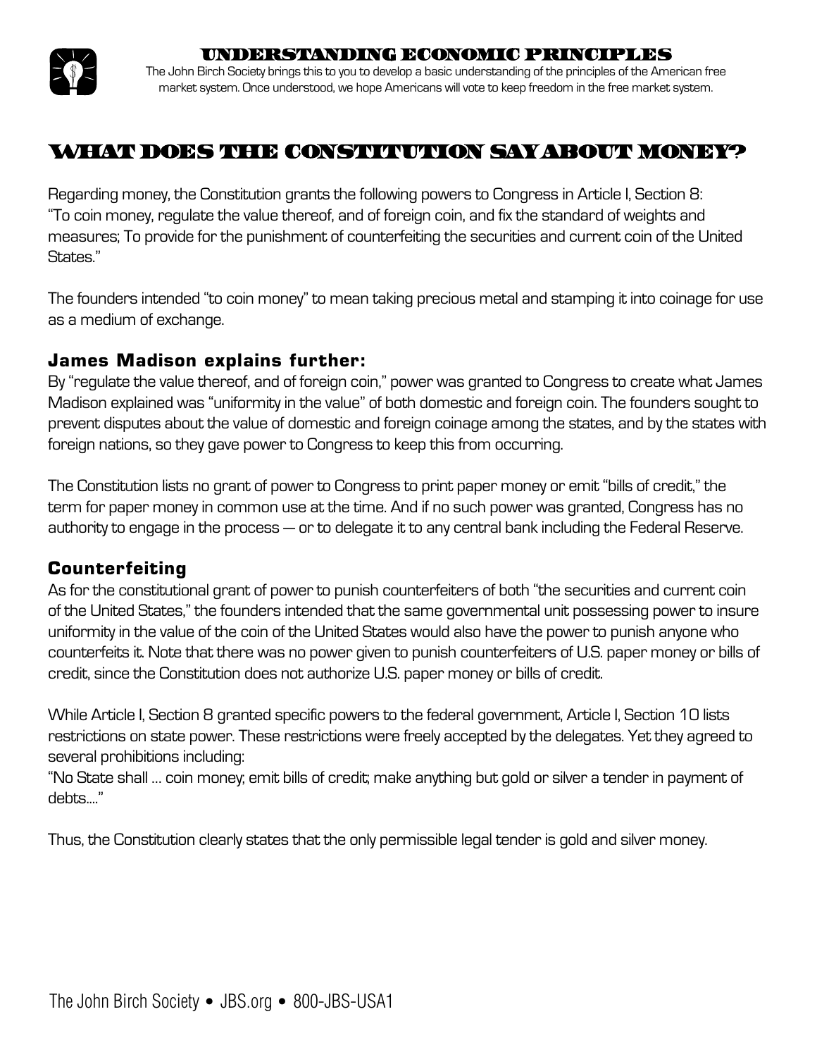## UNDERSTANDING ECONOMIC PRINCIPLES

The John Birch Society brings this to you to develop a basic understanding of the principles of the American free market system. Once understood, we hope Americans will vote to keep freedom in the free market system.

# WHAT DOES THE CONSTITUTION SAY ABOUT MONEY?

Regarding money, the Constitution grants the following powers to Congress in Article I, Section 8: "To coin money, regulate the value thereof, and of foreign coin, and fix the standard of weights and measures; To provide for the punishment of counterfeiting the securities and current coin of the United States."

The founders intended "to coin money" to mean taking precious metal and stamping it into coinage for use as a medium of exchange.

### James Madison explains further:

By "regulate the value thereof, and of foreign coin," power was granted to Congress to create what James Madison explained was "uniformity in the value" of both domestic and foreign coin. The founders sought to prevent disputes about the value of domestic and foreign coinage among the states, and by the states with foreign nations, so they gave power to Congress to keep this from occurring.

The Constitution lists no grant of power to Congress to print paper money or emit "bills of credit," the term for paper money in common use at the time. And if no such power was granted, Congress has no authority to engage in the process — or to delegate it to any central bank including the Federal Reserve.

### Counterfeiting

As for the constitutional grant of power to punish counterfeiters of both "the securities and current coin of the United States," the founders intended that the same governmental unit possessing power to insure uniformity in the value of the coin of the United States would also have the power to punish anyone who counterfeits it. Note that there was no power given to punish counterfeiters of U.S. paper money or bills of credit, since the Constitution does not authorize U.S. paper money or bills of credit.

While Article I, Section 8 granted specific powers to the federal government, Article I, Section 10 lists restrictions on state power. These restrictions were freely accepted by the delegates. Yet they agreed to several prohibitions including:
"No State shall ... coin money; emit bills of credit; make anything but gold or silver a tender in payment of debts...."

Thus, the Constitution clearly states that the only permissible legal tender is gold and silver money.

The John Birch Society • JBS.org • 800-JBS-USA1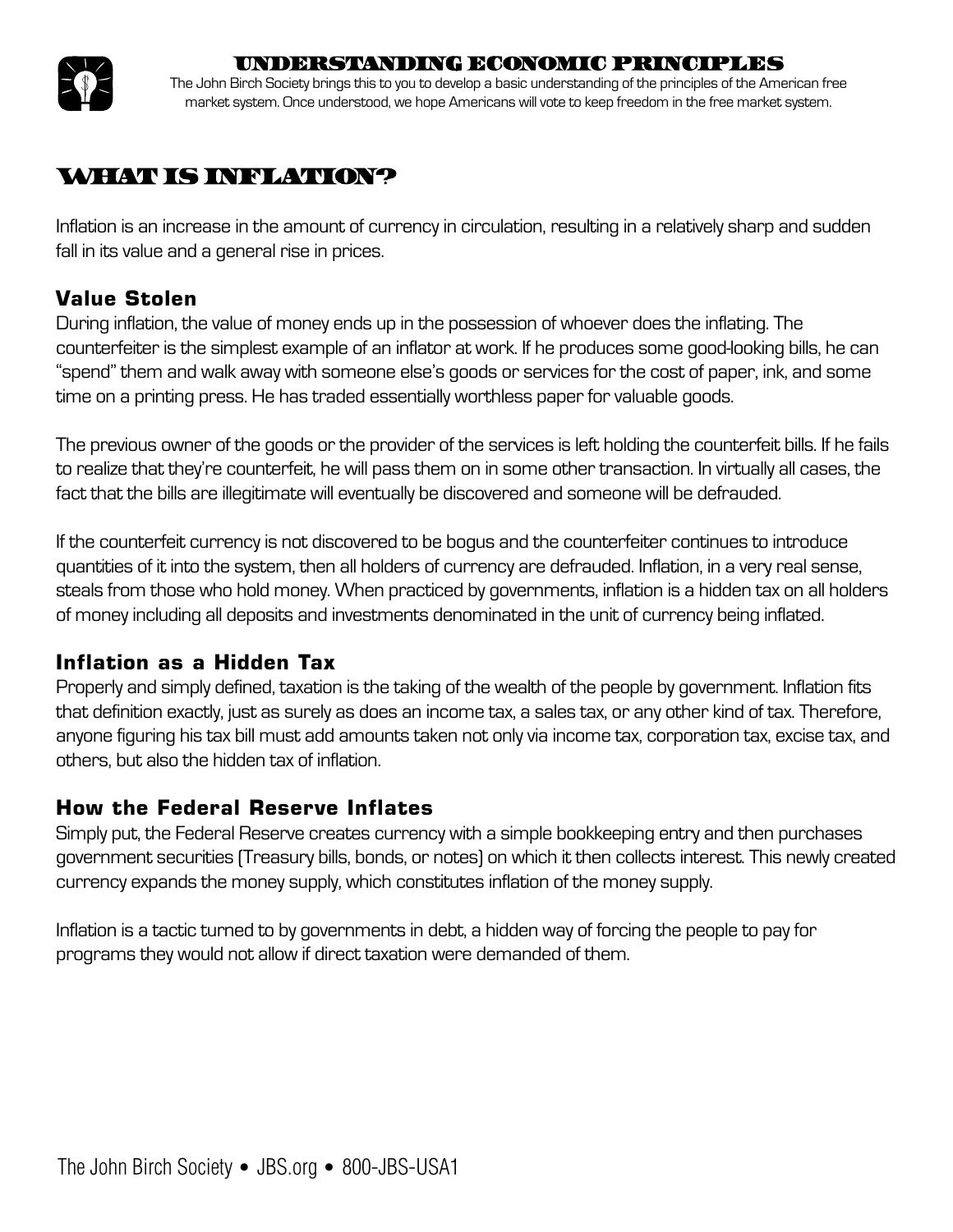## UNDERSTANDING ECONOMIC PRINCIPLES

The John Birch Society brings this to you to develop a basic understanding of the principles of the American free market system. Once understood, we hope Americans will vote to keep freedom in the free market system.

# WHAT IS INFLATION?

Inflation is an increase in the amount of currency in circulation, resulting in a relatively sharp and sudden fall in its value and a general rise in prices.

### Value Stolen

During inflation, the value of money ends up in the possession of whoever does the inflating. The counterfeiter is the simplest example of an inflator at work. If he produces some good-looking bills, he can "spend" them and walk away with someone else's goods or services for the cost of paper, ink, and some time on a printing press. He has traded essentially worthless paper for valuable goods.

The previous owner of the goods or the provider of the services is left holding the counterfeit bills. If he fails to realize that they're counterfeit, he will pass them on in some other transaction. In virtually all cases, the fact that the bills are illegitimate will eventually be discovered and someone will be defrauded.

If the counterfeit currency is not discovered to be bogus and the counterfeiter continues to introduce quantities of it into the system, then all holders of currency are defrauded. Inflation, in a very real sense, steals from those who hold money. When practiced by governments, inflation is a hidden tax on all holders of money including all deposits and investments denominated in the unit of currency being inflated.

### Inflation as a Hidden Tax

Properly and simply defined, taxation is the taking of the wealth of the people by government. Inflation fits that definition exactly, just as surely as does an income tax, a sales tax, or any other kind of tax. Therefore, anyone figuring his tax bill must add amounts taken not only via income tax, corporation tax, excise tax, and others, but also the hidden tax of inflation.

### How the Federal Reserve Inflates

Simply put, the Federal Reserve creates currency with a simple bookkeeping entry and then purchases government securities (Treasury bills, bonds, or notes) on which it then collects interest. This newly created currency expands the money supply, which constitutes inflation of the money supply.

Inflation is a tactic turned to by governments in debt, a hidden way of forcing the people to pay for programs they would not allow if direct taxation were demanded of them.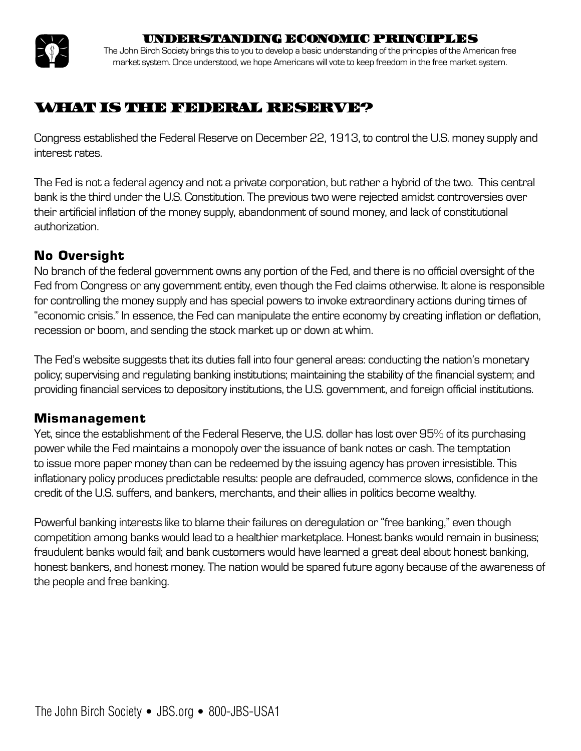# UNDERSTANDING ECONOMIC PRINCIPLES

The John Birch Society brings this to you to develop a basic understanding of the principles of the American free market system. Once understood, we hope Americans will vote to keep freedom in the free market system.

## WHAT IS THE FEDERAL RESERVE?

Congress established the Federal Reserve on December 22, 1913, to control the U.S. money supply and interest rates.

The Fed is not a federal agency and not a private corporation, but rather a hybrid of the two. This central bank is the third under the U.S. Constitution. The previous two were rejected amidst controversies over their artificial inflation of the money supply, abandonment of sound money, and lack of constitutional authorization.

### No Oversight

No branch of the federal government owns any portion of the Fed, and there is no official oversight of the Fed from Congress or any government entity, even though the Fed claims otherwise. It alone is responsible for controlling the money supply and has special powers to invoke extraordinary actions during times of "economic crisis." In essence, the Fed can manipulate the entire economy by creating inflation or deflation, recession or boom, and sending the stock market up or down at whim.

The Fed's website suggests that its duties fall into four general areas: conducting the nation's monetary policy; supervising and regulating banking institutions; maintaining the stability of the financial system; and providing financial services to depository institutions, the U.S. government, and foreign official institutions.

### Mismanagement

Yet, since the establishment of the Federal Reserve, the U.S. dollar has lost over 95% of its purchasing power while the Fed maintains a monopoly over the issuance of bank notes or cash. The temptation to issue more paper money than can be redeemed by the issuing agency has proven irresistible. This inflationary policy produces predictable results: people are defrauded, commerce slows, confidence in the credit of the U.S. suffers, and bankers, merchants, and their allies in politics become wealthy.

Powerful banking interests like to blame their failures on deregulation or "free banking," even though competition among banks would lead to a healthier marketplace. Honest banks would remain in business; fraudulent banks would fail; and bank customers would have learned a great deal about honest banking, honest bankers, and honest money. The nation would be spared future agony because of the awareness of the people and free banking.

The John Birch Society • JBS.org • 800-JBS-USA1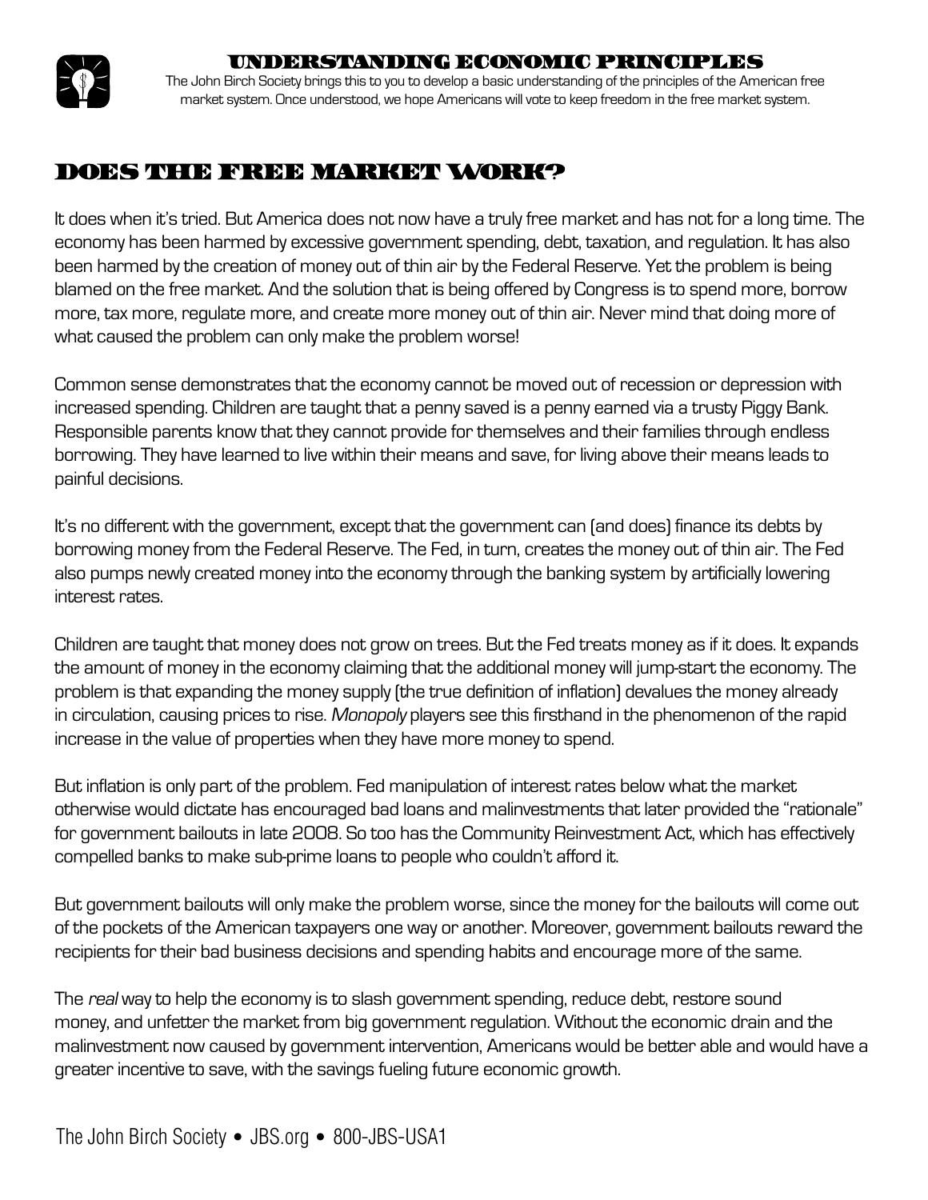## UNDERSTANDING ECONOMIC PRINCIPLES

The John Birch Society brings this to you to develop a basic understanding of the principles of the American free market system. Once understood, we hope Americans will vote to keep freedom in the free market system.

# DOES THE FREE MARKET WORK?

It does when it's tried. But America does not now have a truly free market and has not for a long time. The economy has been harmed by excessive government spending, debt, taxation, and regulation. It has also been harmed by the creation of money out of thin air by the Federal Reserve. Yet the problem is being blamed on the free market. And the solution that is being offered by Congress is to spend more, borrow more, tax more, regulate more, and create more money out of thin air. Never mind that doing more of what caused the problem can only make the problem worse!

Common sense demonstrates that the economy cannot be moved out of recession or depression with increased spending. Children are taught that a penny saved is a penny earned via a trusty Piggy Bank. Responsible parents know that they cannot provide for themselves and their families through endless borrowing. They have learned to live within their means and save, for living above their means leads to painful decisions.

It's no different with the government, except that the government can (and does) finance its debts by borrowing money from the Federal Reserve. The Fed, in turn, creates the money out of thin air. The Fed also pumps newly created money into the economy through the banking system by artificially lowering interest rates.

Children are taught that money does not grow on trees. But the Fed treats money as if it does. It expands the amount of money in the economy claiming that the additional money will jump-start the economy. The problem is that expanding the money supply (the true definition of inflation) devalues the money already in circulation, causing prices to rise. *Monopoly* players see this firsthand in the phenomenon of the rapid increase in the value of properties when they have more money to spend.

But inflation is only part of the problem. Fed manipulation of interest rates below what the market otherwise would dictate has encouraged bad loans and malinvestments that later provided the "rationale" for government bailouts in late 2008. So too has the Community Reinvestment Act, which has effectively compelled banks to make sub-prime loans to people who couldn't afford it.

But government bailouts will only make the problem worse, since the money for the bailouts will come out of the pockets of the American taxpayers one way or another. Moreover, government bailouts reward the recipients for their bad business decisions and spending habits and encourage more of the same.

The *real* way to help the economy is to slash government spending, reduce debt, restore sound money, and unfetter the market from big government regulation. Without the economic drain and the malinvestment now caused by government intervention, Americans would be better able and would have a greater incentive to save, with the savings fueling future economic growth.

The John Birch Society • JBS.org • 800-JBS-USA1